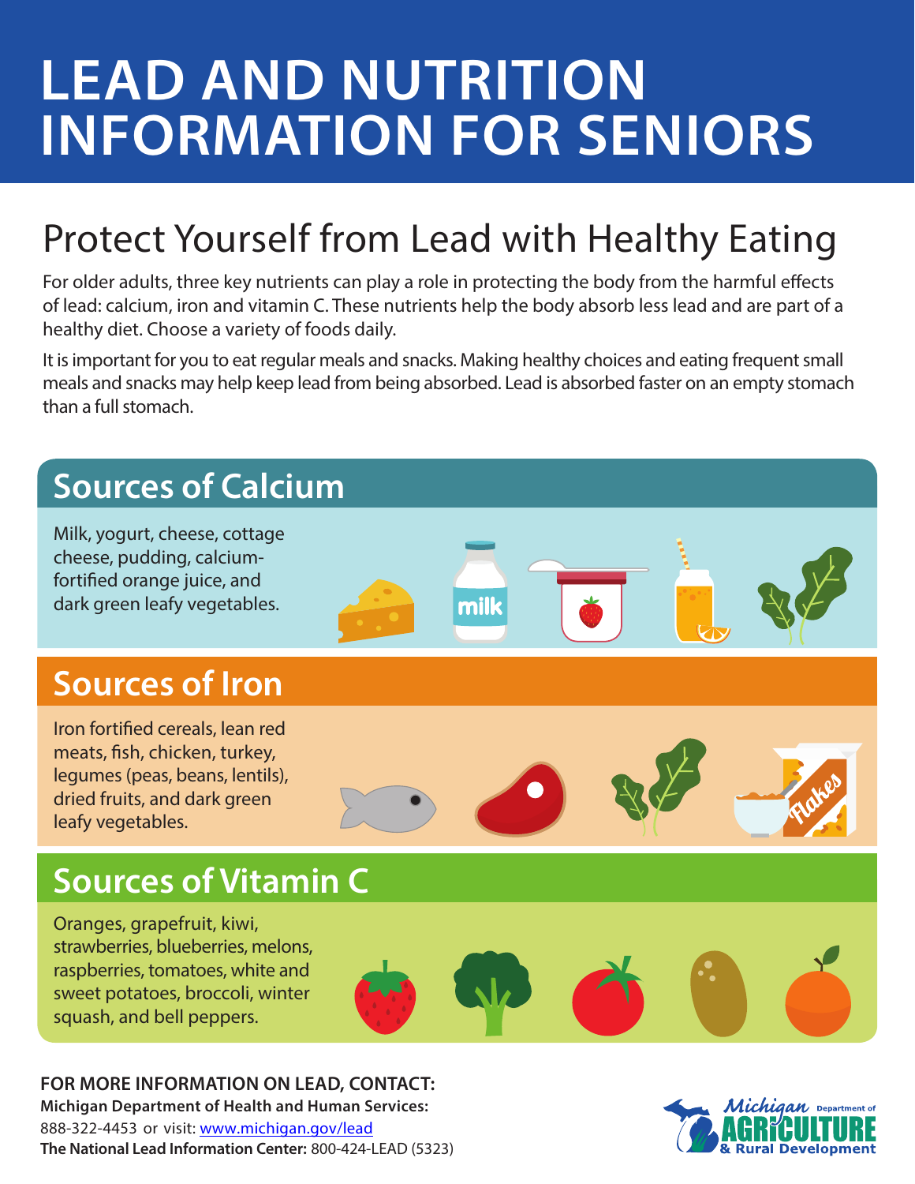# LEAD AND NUTRITION INFORMATION FOR SENIORS

## Protect Yourself from Lead with Healthy Eating

For older adults, three key nutrients can play a role in protecting the body from the harmful effects of lead: calcium, iron and vitamin C. These nutrients help the body absorb less lead and are part of a healthy diet. Choose a variety of foods daily.

It is important for you to eat regular meals and snacks. Making healthy choices and eating frequent small meals and snacks may help keep lead from being absorbed. Lead is absorbed faster on an empty stomach than a full stomach.

### Sources of Calcium

Milk, yogurt, cheese, cottage cheese, pudding, calcium-fortified orange juice, and dark green leafy vegetables.

### Sources of Iron

Iron fortified cereals, lean red meats, fish, chicken, turkey, legumes (peas, beans, lentils), dried fruits, and dark green leafy vegetables.

### Sources of Vitamin C

Oranges, grapefruit, kiwi, strawberries, blueberries, melons, raspberries, tomatoes, white and sweet potatoes, broccoli, winter squash, and bell peppers.

**FOR MORE INFORMATION ON LEAD, CONTACT:**

**Michigan Department of Health and Human Services:**
888-322-4453 or visit: www.michigan.gov/lead

**The National Lead Information Center:** 800-424-LEAD (5323)

Michigan Department of Agriculture & Rural Development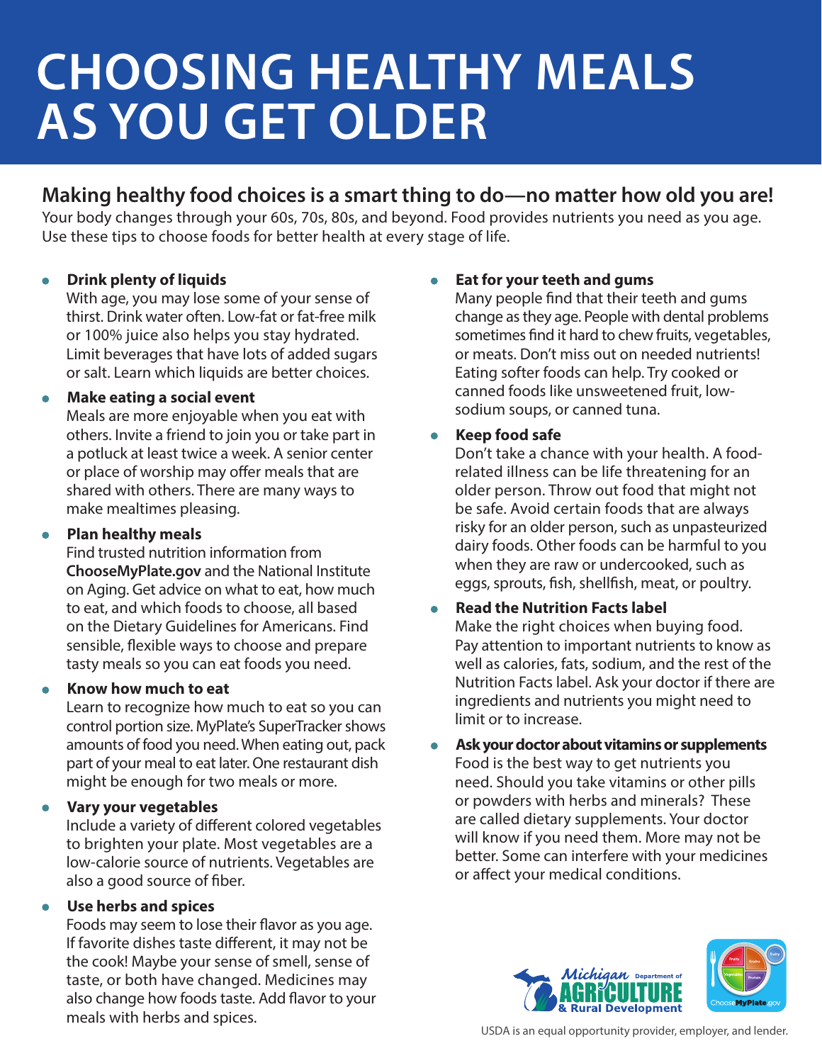# CHOOSING HEALTHY MEALS AS YOU GET OLDER

## Making healthy food choices is a smart thing to do—no matter how old you are!

Your body changes through your 60s, 70s, 80s, and beyond. Food provides nutrients you need as you age. Use these tips to choose foods for better health at every stage of life.

- **Drink plenty of liquids**
  With age, you may lose some of your sense of thirst. Drink water often. Low-fat or fat-free milk or 100% juice also helps you stay hydrated. Limit beverages that have lots of added sugars or salt. Learn which liquids are better choices.

- **Make eating a social event**
  Meals are more enjoyable when you eat with others. Invite a friend to join you or take part in a potluck at least twice a week. A senior center or place of worship may offer meals that are shared with others. There are many ways to make mealtimes pleasing.

- **Plan healthy meals**
  Find trusted nutrition information from **ChooseMyPlate.gov** and the National Institute on Aging. Get advice on what to eat, how much to eat, and which foods to choose, all based on the Dietary Guidelines for Americans. Find sensible, flexible ways to choose and prepare tasty meals so you can eat foods you need.

- **Know how much to eat**
  Learn to recognize how much to eat so you can control portion size. MyPlate's SuperTracker shows amounts of food you need. When eating out, pack part of your meal to eat later. One restaurant dish might be enough for two meals or more.

- **Vary your vegetables**
  Include a variety of different colored vegetables to brighten your plate. Most vegetables are a low-calorie source of nutrients. Vegetables are also a good source of fiber.

- **Use herbs and spices**
  Foods may seem to lose their flavor as you age. If favorite dishes taste different, it may not be the cook! Maybe your sense of smell, sense of taste, or both have changed. Medicines may also change how foods taste. Add flavor to your meals with herbs and spices.

- **Eat for your teeth and gums**
  Many people find that their teeth and gums change as they age. People with dental problems sometimes find it hard to chew fruits, vegetables, or meats. Don't miss out on needed nutrients! Eating softer foods can help. Try cooked or canned foods like unsweetened fruit, low-sodium soups, or canned tuna.

- **Keep food safe**
  Don't take a chance with your health. A food-related illness can be life threatening for an older person. Throw out food that might not be safe. Avoid certain foods that are always risky for an older person, such as unpasteurized dairy foods. Other foods can be harmful to you when they are raw or undercooked, such as eggs, sprouts, fish, shellfish, meat, or poultry.

- **Read the Nutrition Facts label**
  Make the right choices when buying food. Pay attention to important nutrients to know as well as calories, fats, sodium, and the rest of the Nutrition Facts label. Ask your doctor if there are ingredients and nutrients you might need to limit or to increase.

- **Ask your doctor about vitamins or supplements**
  Food is the best way to get nutrients you need. Should you take vitamins or other pills or powders with herbs and minerals? These are called dietary supplements. Your doctor will know if you need them. More may not be better. Some can interfere with your medicines or affect your medical conditions.

Michigan Department of Agriculture & Rural Development

ChooseMyPlate.gov

USDA is an equal opportunity provider, employer, and lender.